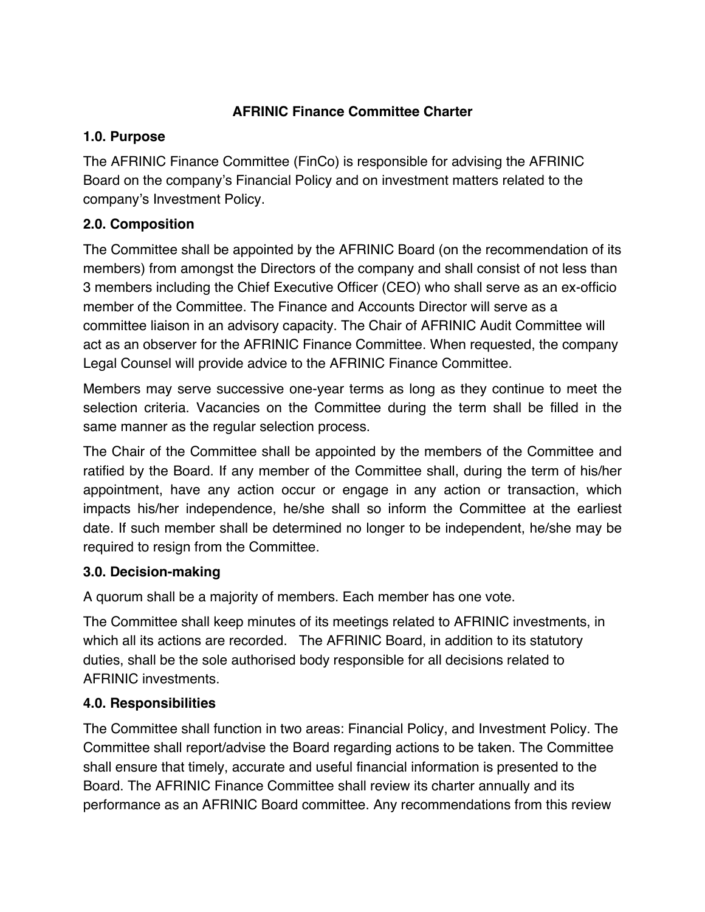# AFRINIC Finance Committee Charter

## 1.0. Purpose

The AFRINIC Finance Committee (FinCo) is responsible for advising the AFRINIC Board on the company's Financial Policy and on investment matters related to the company's Investment Policy.

## 2.0. Composition

The Committee shall be appointed by the AFRINIC Board (on the recommendation of its members) from amongst the Directors of the company and shall consist of not less than 3 members including the Chief Executive Officer (CEO) who shall serve as an ex-officio member of the Committee. The Finance and Accounts Director will serve as a committee liaison in an advisory capacity. The Chair of AFRINIC Audit Committee will act as an observer for the AFRINIC Finance Committee. When requested, the company Legal Counsel will provide advice to the AFRINIC Finance Committee.

Members may serve successive one-year terms as long as they continue to meet the selection criteria. Vacancies on the Committee during the term shall be filled in the same manner as the regular selection process.

The Chair of the Committee shall be appointed by the members of the Committee and ratified by the Board. If any member of the Committee shall, during the term of his/her appointment, have any action occur or engage in any action or transaction, which impacts his/her independence, he/she shall so inform the Committee at the earliest date. If such member shall be determined no longer to be independent, he/she may be required to resign from the Committee.

## 3.0. Decision-making

A quorum shall be a majority of members. Each member has one vote.

The Committee shall keep minutes of its meetings related to AFRINIC investments, in which all its actions are recorded. The AFRINIC Board, in addition to its statutory duties, shall be the sole authorised body responsible for all decisions related to AFRINIC investments.

## 4.0. Responsibilities

The Committee shall function in two areas: Financial Policy, and Investment Policy. The Committee shall report/advise the Board regarding actions to be taken. The Committee shall ensure that timely, accurate and useful financial information is presented to the Board. The AFRINIC Finance Committee shall review its charter annually and its performance as an AFRINIC Board committee. Any recommendations from this review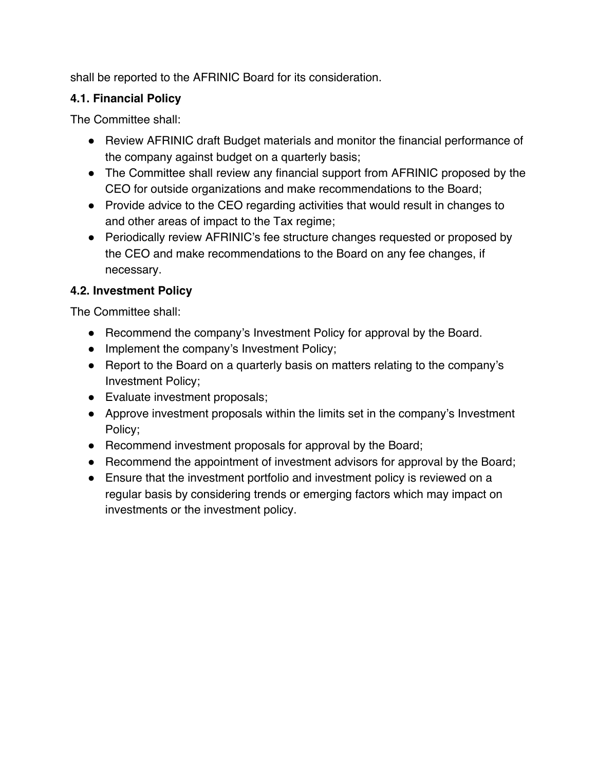shall be reported to the AFRINIC Board for its consideration.

### 4.1. Financial Policy

The Committee shall:

- Review AFRINIC draft Budget materials and monitor the financial performance of the company against budget on a quarterly basis;
- The Committee shall review any financial support from AFRINIC proposed by the CEO for outside organizations and make recommendations to the Board;
- Provide advice to the CEO regarding activities that would result in changes to and other areas of impact to the Tax regime;
- Periodically review AFRINIC's fee structure changes requested or proposed by the CEO and make recommendations to the Board on any fee changes, if necessary.

### 4.2. Investment Policy

The Committee shall:

- Recommend the company's Investment Policy for approval by the Board.
- Implement the company's Investment Policy;
- Report to the Board on a quarterly basis on matters relating to the company's Investment Policy;
- Evaluate investment proposals;
- Approve investment proposals within the limits set in the company's Investment Policy;
- Recommend investment proposals for approval by the Board;
- Recommend the appointment of investment advisors for approval by the Board;
- Ensure that the investment portfolio and investment policy is reviewed on a regular basis by considering trends or emerging factors which may impact on investments or the investment policy.